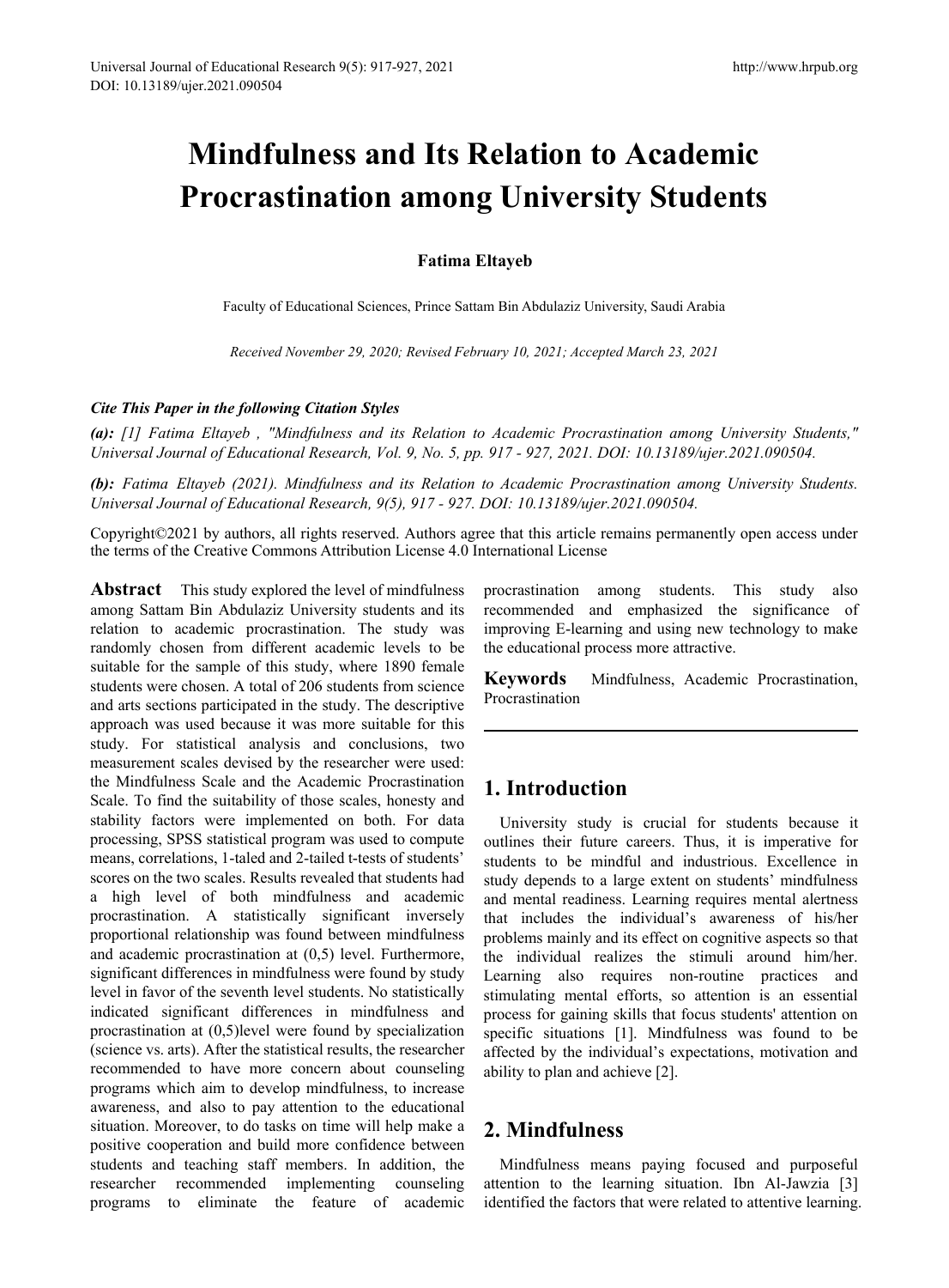# Mindfulness and Its Relation to Academic Procrastination among University Students

**Fatima Eltayeb**

Faculty of Educational Sciences, Prince Sattam Bin Abdulaziz University, Saudi Arabia

*Received November 29, 2020; Revised February 10, 2021; Accepted March 23, 2021*

***Cite This Paper in the following Citation Styles***

***(a):*** *[1] Fatima Eltayeb , "Mindfulness and its Relation to Academic Procrastination among University Students," Universal Journal of Educational Research, Vol. 9, No. 5, pp. 917 - 927, 2021. DOI: 10.13189/ujer.2021.090504.*

***(b):*** *Fatima Eltayeb (2021). Mindfulness and its Relation to Academic Procrastination among University Students. Universal Journal of Educational Research, 9(5), 917 - 927. DOI: 10.13189/ujer.2021.090504.*

Copyright©2021 by authors, all rights reserved. Authors agree that this article remains permanently open access under the terms of the Creative Commons Attribution License 4.0 International License

**Abstract** This study explored the level of mindfulness among Sattam Bin Abdulaziz University students and its relation to academic procrastination. The study was randomly chosen from different academic levels to be suitable for the sample of this study, where 1890 female students were chosen. A total of 206 students from science and arts sections participated in the study. The descriptive approach was used because it was more suitable for this study. For statistical analysis and conclusions, two measurement scales devised by the researcher were used: the Mindfulness Scale and the Academic Procrastination Scale. To find the suitability of those scales, honesty and stability factors were implemented on both. For data processing, SPSS statistical program was used to compute means, correlations, 1-taled and 2-tailed t-tests of students' scores on the two scales. Results revealed that students had a high level of both mindfulness and academic procrastination. A statistically significant inversely proportional relationship was found between mindfulness and academic procrastination at (0,5) level. Furthermore, significant differences in mindfulness were found by study level in favor of the seventh level students. No statistically indicated significant differences in mindfulness and procrastination at (0,5)level were found by specialization (science vs. arts). After the statistical results, the researcher recommended to have more concern about counseling programs which aim to develop mindfulness, to increase awareness, and also to pay attention to the educational situation. Moreover, to do tasks on time will help make a positive cooperation and build more confidence between students and teaching staff members. In addition, the researcher recommended implementing counseling programs to eliminate the feature of academic procrastination among students. This study also recommended and emphasized the significance of improving E-learning and using new technology to make the educational process more attractive.

**Keywords** Mindfulness, Academic Procrastination, Procrastination

## 1. Introduction

University study is crucial for students because it outlines their future careers. Thus, it is imperative for students to be mindful and industrious. Excellence in study depends to a large extent on students' mindfulness and mental readiness. Learning requires mental alertness that includes the individual's awareness of his/her problems mainly and its effect on cognitive aspects so that the individual realizes the stimuli around him/her. Learning also requires non-routine practices and stimulating mental efforts, so attention is an essential process for gaining skills that focus students' attention on specific situations [1]. Mindfulness was found to be affected by the individual's expectations, motivation and ability to plan and achieve [2].

## 2. Mindfulness

Mindfulness means paying focused and purposeful attention to the learning situation. Ibn Al-Jawzia [3] identified the factors that were related to attentive learning.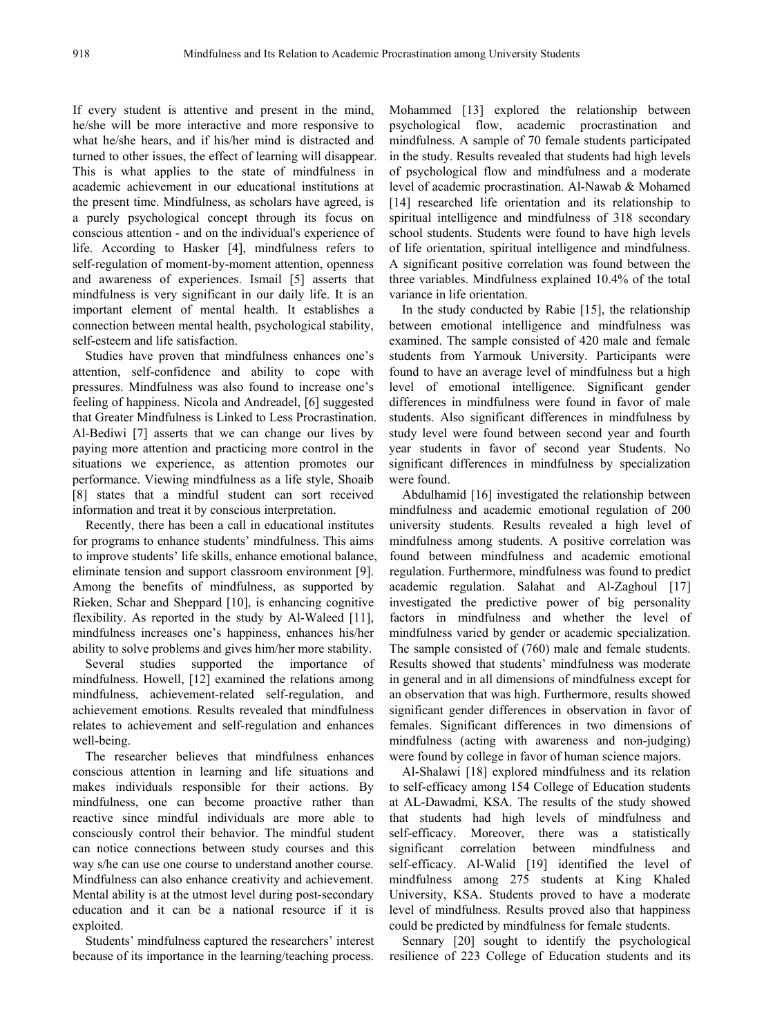If every student is attentive and present in the mind, he/she will be more interactive and more responsive to what he/she hears, and if his/her mind is distracted and turned to other issues, the effect of learning will disappear. This is what applies to the state of mindfulness in academic achievement in our educational institutions at the present time. Mindfulness, as scholars have agreed, is a purely psychological concept through its focus on conscious attention - and on the individual's experience of life. According to Hasker [4], mindfulness refers to self-regulation of moment-by-moment attention, openness and awareness of experiences. Ismail [5] asserts that mindfulness is very significant in our daily life. It is an important element of mental health. It establishes a connection between mental health, psychological stability, self-esteem and life satisfaction.

Studies have proven that mindfulness enhances one's attention, self-confidence and ability to cope with pressures. Mindfulness was also found to increase one's feeling of happiness. Nicola and Andreadel, [6] suggested that Greater Mindfulness is Linked to Less Procrastination. Al-Bediwi [7] asserts that we can change our lives by paying more attention and practicing more control in the situations we experience, as attention promotes our performance. Viewing mindfulness as a life style, Shoaib [8] states that a mindful student can sort received information and treat it by conscious interpretation.

Recently, there has been a call in educational institutes for programs to enhance students' mindfulness. This aims to improve students' life skills, enhance emotional balance, eliminate tension and support classroom environment [9]. Among the benefits of mindfulness, as supported by Rieken, Schar and Sheppard [10], is enhancing cognitive flexibility. As reported in the study by Al-Waleed [11], mindfulness increases one's happiness, enhances his/her ability to solve problems and gives him/her more stability.

Several studies supported the importance of mindfulness. Howell, [12] examined the relations among mindfulness, achievement-related self-regulation, and achievement emotions. Results revealed that mindfulness relates to achievement and self-regulation and enhances well-being.

The researcher believes that mindfulness enhances conscious attention in learning and life situations and makes individuals responsible for their actions. By mindfulness, one can become proactive rather than reactive since mindful individuals are more able to consciously control their behavior. The mindful student can notice connections between study courses and this way s/he can use one course to understand another course. Mindfulness can also enhance creativity and achievement. Mental ability is at the utmost level during post-secondary education and it can be a national resource if it is exploited.

Students' mindfulness captured the researchers' interest because of its importance in the learning/teaching process. Mohammed [13] explored the relationship between psychological flow, academic procrastination and mindfulness. A sample of 70 female students participated in the study. Results revealed that students had high levels of psychological flow and mindfulness and a moderate level of academic procrastination. Al-Nawab & Mohamed [14] researched life orientation and its relationship to spiritual intelligence and mindfulness of 318 secondary school students. Students were found to have high levels of life orientation, spiritual intelligence and mindfulness. A significant positive correlation was found between the three variables. Mindfulness explained 10.4% of the total variance in life orientation.

In the study conducted by Rabie [15], the relationship between emotional intelligence and mindfulness was examined. The sample consisted of 420 male and female students from Yarmouk University. Participants were found to have an average level of mindfulness but a high level of emotional intelligence. Significant gender differences in mindfulness were found in favor of male students. Also significant differences in mindfulness by study level were found between second year and fourth year students in favor of second year Students. No significant differences in mindfulness by specialization were found.

Abdulhamid [16] investigated the relationship between mindfulness and academic emotional regulation of 200 university students. Results revealed a high level of mindfulness among students. A positive correlation was found between mindfulness and academic emotional regulation. Furthermore, mindfulness was found to predict academic regulation. Salahat and Al-Zaghoul [17] investigated the predictive power of big personality factors in mindfulness and whether the level of mindfulness varied by gender or academic specialization. The sample consisted of (760) male and female students. Results showed that students' mindfulness was moderate in general and in all dimensions of mindfulness except for an observation that was high. Furthermore, results showed significant gender differences in observation in favor of females. Significant differences in two dimensions of mindfulness (acting with awareness and non-judging) were found by college in favor of human science majors.

Al-Shalawi [18] explored mindfulness and its relation to self-efficacy among 154 College of Education students at AL-Dawadmi, KSA. The results of the study showed that students had high levels of mindfulness and self-efficacy. Moreover, there was a statistically significant correlation between mindfulness and self-efficacy. Al-Walid [19] identified the level of mindfulness among 275 students at King Khaled University, KSA. Students proved to have a moderate level of mindfulness. Results proved also that happiness could be predicted by mindfulness for female students.

Sennary [20] sought to identify the psychological resilience of 223 College of Education students and its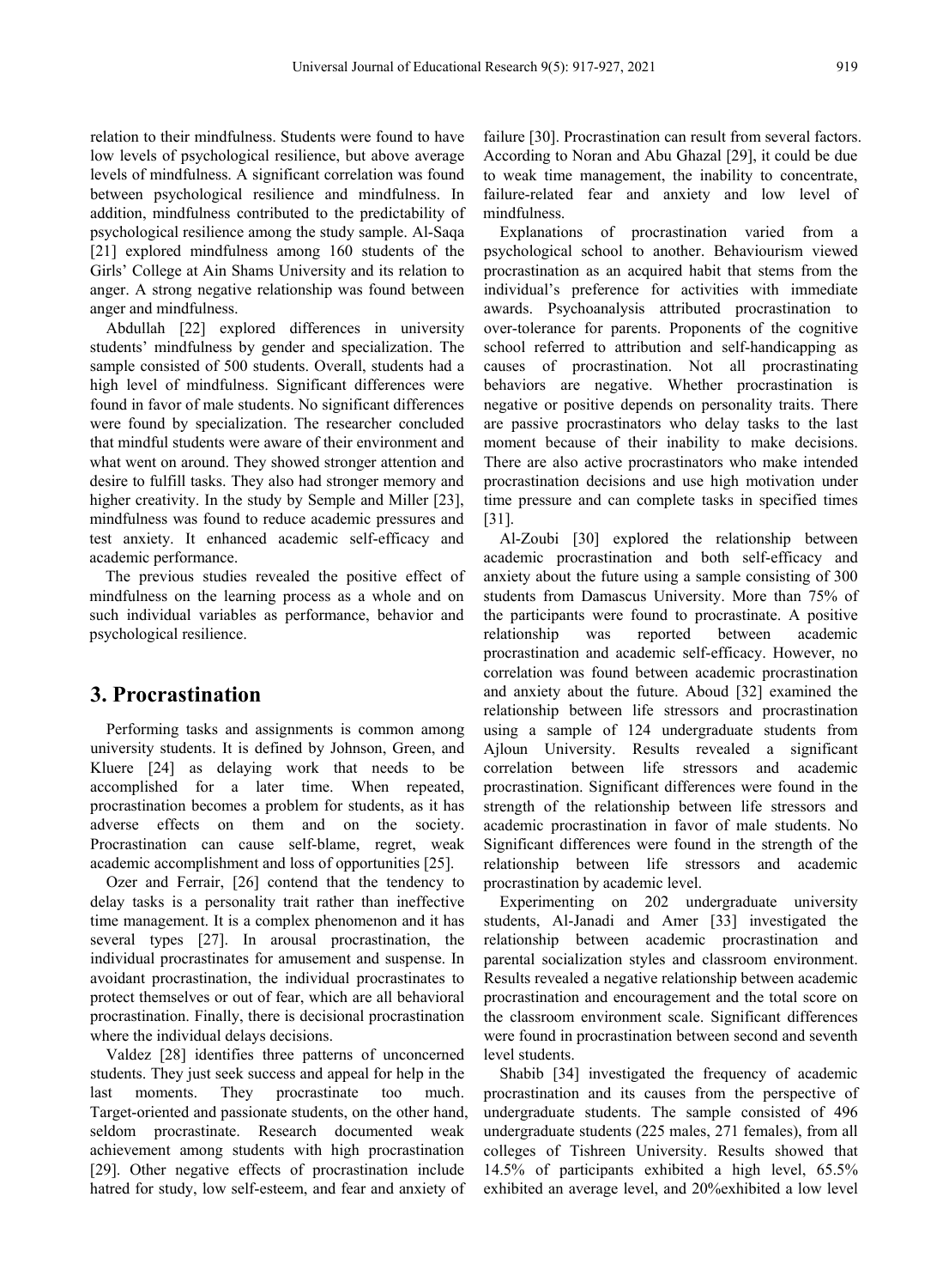relation to their mindfulness. Students were found to have low levels of psychological resilience, but above average levels of mindfulness. A significant correlation was found between psychological resilience and mindfulness. In addition, mindfulness contributed to the predictability of psychological resilience among the study sample. Al-Saqa [21] explored mindfulness among 160 students of the Girls' College at Ain Shams University and its relation to anger. A strong negative relationship was found between anger and mindfulness.

Abdullah [22] explored differences in university students' mindfulness by gender and specialization. The sample consisted of 500 students. Overall, students had a high level of mindfulness. Significant differences were found in favor of male students. No significant differences were found by specialization. The researcher concluded that mindful students were aware of their environment and what went on around. They showed stronger attention and desire to fulfill tasks. They also had stronger memory and higher creativity. In the study by Semple and Miller [23], mindfulness was found to reduce academic pressures and test anxiety. It enhanced academic self-efficacy and academic performance.

The previous studies revealed the positive effect of mindfulness on the learning process as a whole and on such individual variables as performance, behavior and psychological resilience.

## 3. Procrastination

Performing tasks and assignments is common among university students. It is defined by Johnson, Green, and Kluere [24] as delaying work that needs to be accomplished for a later time. When repeated, procrastination becomes a problem for students, as it has adverse effects on them and on the society. Procrastination can cause self-blame, regret, weak academic accomplishment and loss of opportunities [25].

Ozer and Ferrair, [26] contend that the tendency to delay tasks is a personality trait rather than ineffective time management. It is a complex phenomenon and it has several types [27]. In arousal procrastination, the individual procrastinates for amusement and suspense. In avoidant procrastination, the individual procrastinates to protect themselves or out of fear, which are all behavioral procrastination. Finally, there is decisional procrastination where the individual delays decisions.

Valdez [28] identifies three patterns of unconcerned students. They just seek success and appeal for help in the last moments. They procrastinate too much. Target-oriented and passionate students, on the other hand, seldom procrastinate. Research documented weak achievement among students with high procrastination [29]. Other negative effects of procrastination include hatred for study, low self-esteem, and fear and anxiety of failure [30]. Procrastination can result from several factors. According to Noran and Abu Ghazal [29], it could be due to weak time management, the inability to concentrate, failure-related fear and anxiety and low level of mindfulness.

Explanations of procrastination varied from a psychological school to another. Behaviourism viewed procrastination as an acquired habit that stems from the individual's preference for activities with immediate awards. Psychoanalysis attributed procrastination to over-tolerance for parents. Proponents of the cognitive school referred to attribution and self-handicapping as causes of procrastination. Not all procrastinating behaviors are negative. Whether procrastination is negative or positive depends on personality traits. There are passive procrastinators who delay tasks to the last moment because of their inability to make decisions. There are also active procrastinators who make intended procrastination decisions and use high motivation under time pressure and can complete tasks in specified times [31].

Al-Zoubi [30] explored the relationship between academic procrastination and both self-efficacy and anxiety about the future using a sample consisting of 300 students from Damascus University. More than 75% of the participants were found to procrastinate. A positive relationship was reported between academic procrastination and academic self-efficacy. However, no correlation was found between academic procrastination and anxiety about the future. Aboud [32] examined the relationship between life stressors and procrastination using a sample of 124 undergraduate students from Ajloun University. Results revealed a significant correlation between life stressors and academic procrastination. Significant differences were found in the strength of the relationship between life stressors and academic procrastination in favor of male students. No Significant differences were found in the strength of the relationship between life stressors and academic procrastination by academic level.

Experimenting on 202 undergraduate university students, Al-Janadi and Amer [33] investigated the relationship between academic procrastination and parental socialization styles and classroom environment. Results revealed a negative relationship between academic procrastination and encouragement and the total score on the classroom environment scale. Significant differences were found in procrastination between second and seventh level students.

Shabib [34] investigated the frequency of academic procrastination and its causes from the perspective of undergraduate students. The sample consisted of 496 undergraduate students (225 males, 271 females), from all colleges of Tishreen University. Results showed that 14.5% of participants exhibited a high level, 65.5% exhibited an average level, and 20%exhibited a low level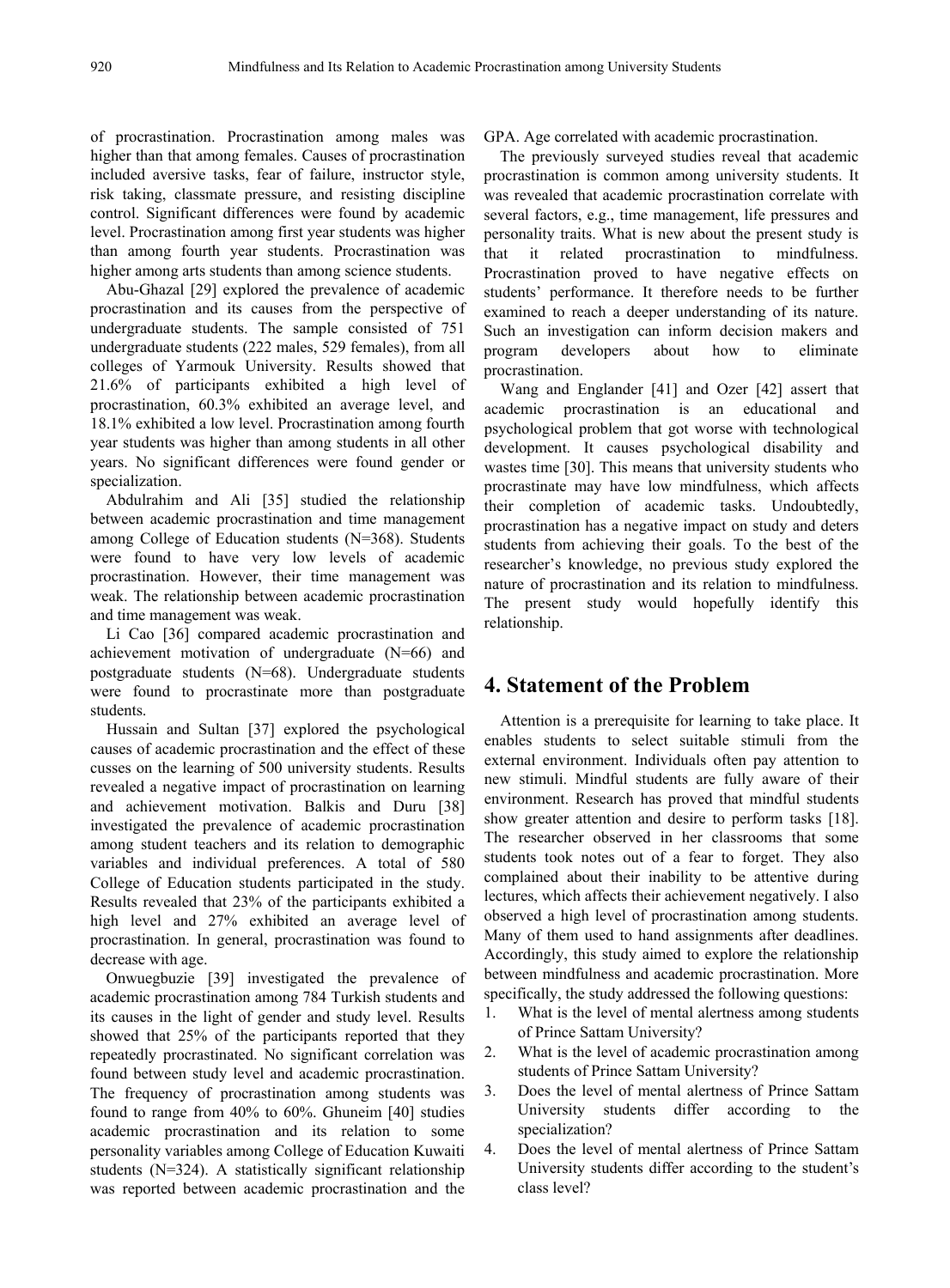of procrastination. Procrastination among males was higher than that among females. Causes of procrastination included aversive tasks, fear of failure, instructor style, risk taking, classmate pressure, and resisting discipline control. Significant differences were found by academic level. Procrastination among first year students was higher than among fourth year students. Procrastination was higher among arts students than among science students.

Abu-Ghazal [29] explored the prevalence of academic procrastination and its causes from the perspective of undergraduate students. The sample consisted of 751 undergraduate students (222 males, 529 females), from all colleges of Yarmouk University. Results showed that 21.6% of participants exhibited a high level of procrastination, 60.3% exhibited an average level, and 18.1% exhibited a low level. Procrastination among fourth year students was higher than among students in all other years. No significant differences were found gender or specialization.

Abdulrahim and Ali [35] studied the relationship between academic procrastination and time management among College of Education students (N=368). Students were found to have very low levels of academic procrastination. However, their time management was weak. The relationship between academic procrastination and time management was weak.

Li Cao [36] compared academic procrastination and achievement motivation of undergraduate (N=66) and postgraduate students (N=68). Undergraduate students were found to procrastinate more than postgraduate students.

Hussain and Sultan [37] explored the psychological causes of academic procrastination and the effect of these cusses on the learning of 500 university students. Results revealed a negative impact of procrastination on learning and achievement motivation. Balkis and Duru [38] investigated the prevalence of academic procrastination among student teachers and its relation to demographic variables and individual preferences. A total of 580 College of Education students participated in the study. Results revealed that 23% of the participants exhibited a high level and 27% exhibited an average level of procrastination. In general, procrastination was found to decrease with age.

Onwuegbuzie [39] investigated the prevalence of academic procrastination among 784 Turkish students and its causes in the light of gender and study level. Results showed that 25% of the participants reported that they repeatedly procrastinated. No significant correlation was found between study level and academic procrastination. The frequency of procrastination among students was found to range from 40% to 60%. Ghuneim [40] studies academic procrastination and its relation to some personality variables among College of Education Kuwaiti students (N=324). A statistically significant relationship was reported between academic procrastination and the GPA. Age correlated with academic procrastination.

The previously surveyed studies reveal that academic procrastination is common among university students. It was revealed that academic procrastination correlate with several factors, e.g., time management, life pressures and personality traits. What is new about the present study is that it related procrastination to mindfulness. Procrastination proved to have negative effects on students' performance. It therefore needs to be further examined to reach a deeper understanding of its nature. Such an investigation can inform decision makers and program developers about how to eliminate procrastination.

Wang and Englander [41] and Ozer [42] assert that academic procrastination is an educational and psychological problem that got worse with technological development. It causes psychological disability and wastes time [30]. This means that university students who procrastinate may have low mindfulness, which affects their completion of academic tasks. Undoubtedly, procrastination has a negative impact on study and deters students from achieving their goals. To the best of the researcher's knowledge, no previous study explored the nature of procrastination and its relation to mindfulness. The present study would hopefully identify this relationship.

## 4. Statement of the Problem

Attention is a prerequisite for learning to take place. It enables students to select suitable stimuli from the external environment. Individuals often pay attention to new stimuli. Mindful students are fully aware of their environment. Research has proved that mindful students show greater attention and desire to perform tasks [18]. The researcher observed in her classrooms that some students took notes out of a fear to forget. They also complained about their inability to be attentive during lectures, which affects their achievement negatively. I also observed a high level of procrastination among students. Many of them used to hand assignments after deadlines. Accordingly, this study aimed to explore the relationship between mindfulness and academic procrastination. More specifically, the study addressed the following questions:

1. What is the level of mental alertness among students of Prince Sattam University?
2. What is the level of academic procrastination among students of Prince Sattam University?
3. Does the level of mental alertness of Prince Sattam University students differ according to the specialization?
4. Does the level of mental alertness of Prince Sattam University students differ according to the student's class level?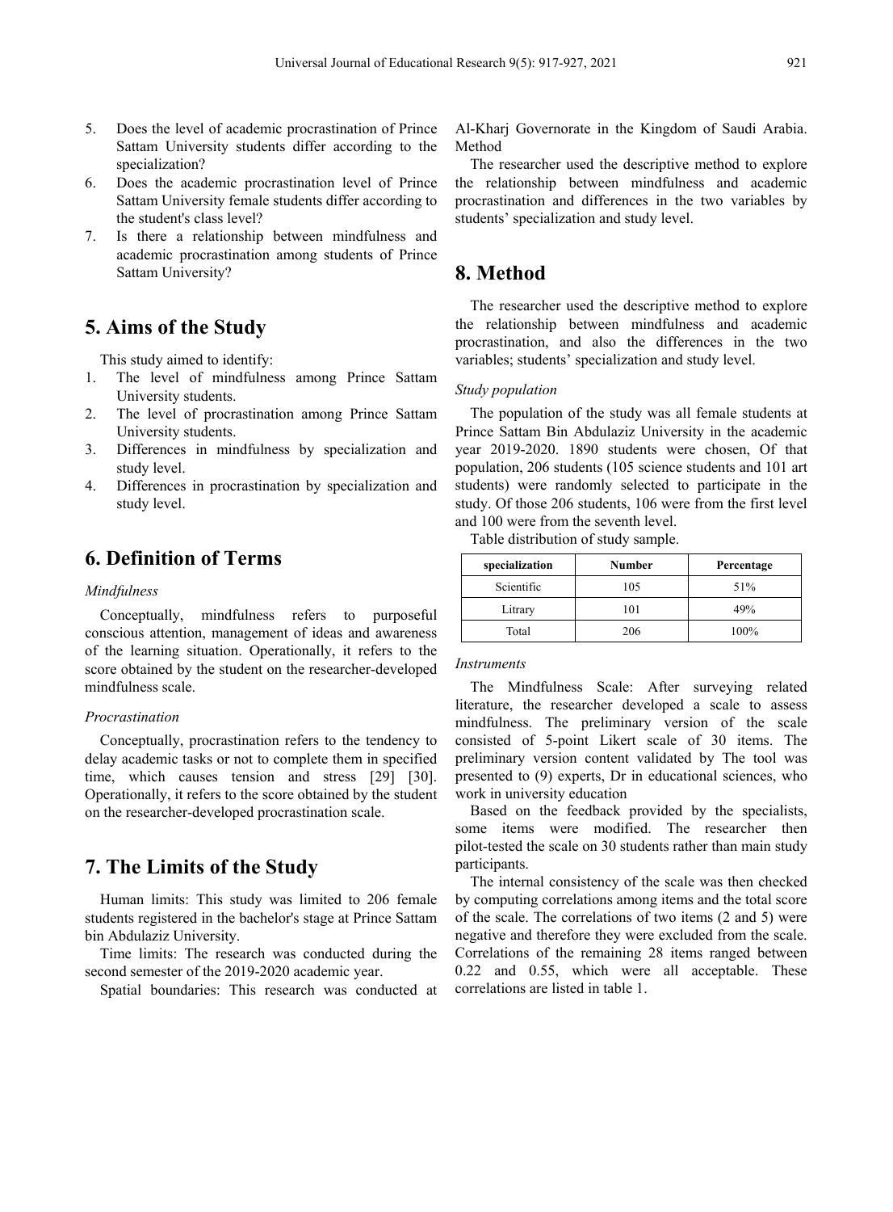5. Does the level of academic procrastination of Prince Sattam University students differ according to the specialization?
6. Does the academic procrastination level of Prince Sattam University female students differ according to the student's class level?
7. Is there a relationship between mindfulness and academic procrastination among students of Prince Sattam University?

## 5. Aims of the Study

This study aimed to identify:

1. The level of mindfulness among Prince Sattam University students.
2. The level of procrastination among Prince Sattam University students.
3. Differences in mindfulness by specialization and study level.
4. Differences in procrastination by specialization and study level.

## 6. Definition of Terms

*Mindfulness*

Conceptually, mindfulness refers to purposeful conscious attention, management of ideas and awareness of the learning situation. Operationally, it refers to the score obtained by the student on the researcher-developed mindfulness scale.

*Procrastination*

Conceptually, procrastination refers to the tendency to delay academic tasks or not to complete them in specified time, which causes tension and stress [29] [30]. Operationally, it refers to the score obtained by the student on the researcher-developed procrastination scale.

## 7. The Limits of the Study

Human limits: This study was limited to 206 female students registered in the bachelor's stage at Prince Sattam bin Abdulaziz University.

Time limits: The research was conducted during the second semester of the 2019-2020 academic year.

Spatial boundaries: This research was conducted at Al-Kharj Governorate in the Kingdom of Saudi Arabia. Method

The researcher used the descriptive method to explore the relationship between mindfulness and academic procrastination and differences in the two variables by students' specialization and study level.

## 8. Method

The researcher used the descriptive method to explore the relationship between mindfulness and academic procrastination, and also the differences in the two variables; students' specialization and study level.

*Study population*

The population of the study was all female students at Prince Sattam Bin Abdulaziz University in the academic year 2019-2020. 1890 students were chosen, Of that population, 206 students (105 science students and 101 art students) were randomly selected to participate in the study. Of those 206 students, 106 were from the first level and 100 were from the seventh level.

Table distribution of study sample.

| specialization | Number | Percentage |
|---|---|---|
| Scientific | 105 | 51% |
| Litrary | 101 | 49% |
| Total | 206 | 100% |

*Instruments*

The Mindfulness Scale: After surveying related literature, the researcher developed a scale to assess mindfulness. The preliminary version of the scale consisted of 5-point Likert scale of 30 items. The preliminary version content validated by The tool was presented to (9) experts, Dr in educational sciences, who work in university education

Based on the feedback provided by the specialists, some items were modified. The researcher then pilot-tested the scale on 30 students rather than main study participants.

The internal consistency of the scale was then checked by computing correlations among items and the total score of the scale. The correlations of two items (2 and 5) were negative and therefore they were excluded from the scale. Correlations of the remaining 28 items ranged between 0.22 and 0.55, which were all acceptable. These correlations are listed in table 1.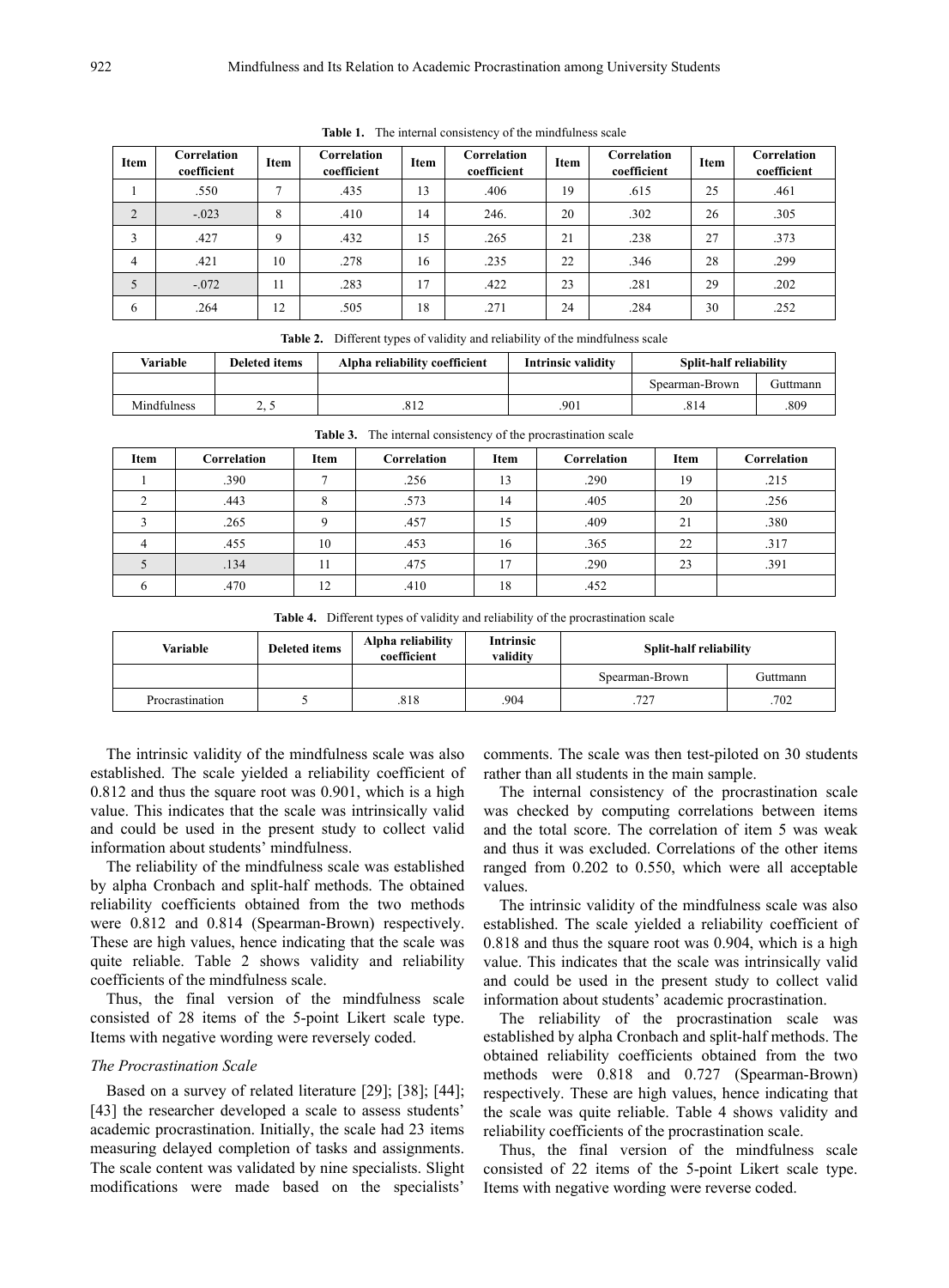**Table 1.** The internal consistency of the mindfulness scale

| Item | Correlation coefficient | Item | Correlation coefficient | Item | Correlation coefficient | Item | Correlation coefficient | Item | Correlation coefficient |
|---|---|---|---|---|---|---|---|---|---|
| 1 | .550 | 7 | .435 | 13 | .406 | 19 | .615 | 25 | .461 |
| 2 | -.023 | 8 | .410 | 14 | 246. | 20 | .302 | 26 | .305 |
| 3 | .427 | 9 | .432 | 15 | .265 | 21 | .238 | 27 | .373 |
| 4 | .421 | 10 | .278 | 16 | .235 | 22 | .346 | 28 | .299 |
| 5 | -.072 | 11 | .283 | 17 | .422 | 23 | .281 | 29 | .202 |
| 6 | .264 | 12 | .505 | 18 | .271 | 24 | .284 | 30 | .252 |

**Table 2.** Different types of validity and reliability of the mindfulness scale

| Variable | Deleted items | Alpha reliability coefficient | Intrinsic validity | Split-half reliability | |
|---|---|---|---|---|---|
| | | | | Spearman-Brown | Guttmann |
| Mindfulness | 2, 5 | .812 | .901 | .814 | .809 |

**Table 3.** The internal consistency of the procrastination scale

| Item | Correlation | Item | Correlation | Item | Correlation | Item | Correlation |
|---|---|---|---|---|---|---|---|
| 1 | .390 | 7 | .256 | 13 | .290 | 19 | .215 |
| 2 | .443 | 8 | .573 | 14 | .405 | 20 | .256 |
| 3 | .265 | 9 | .457 | 15 | .409 | 21 | .380 |
| 4 | .455 | 10 | .453 | 16 | .365 | 22 | .317 |
| 5 | .134 | 11 | .475 | 17 | .290 | 23 | .391 |
| 6 | .470 | 12 | .410 | 18 | .452 | | |

**Table 4.** Different types of validity and reliability of the procrastination scale

| Variable | Deleted items | Alpha reliability coefficient | Intrinsic validity | Split-half reliability | |
|---|---|---|---|---|---|
| | | | | Spearman-Brown | Guttmann |
| Procrastination | 5 | .818 | .904 | .727 | .702 |

The intrinsic validity of the mindfulness scale was also established. The scale yielded a reliability coefficient of 0.812 and thus the square root was 0.901, which is a high value. This indicates that the scale was intrinsically valid and could be used in the present study to collect valid information about students' mindfulness.

The reliability of the mindfulness scale was established by alpha Cronbach and split-half methods. The obtained reliability coefficients obtained from the two methods were 0.812 and 0.814 (Spearman-Brown) respectively. These are high values, hence indicating that the scale was quite reliable. Table 2 shows validity and reliability coefficients of the mindfulness scale.

Thus, the final version of the mindfulness scale consisted of 28 items of the 5-point Likert scale type. Items with negative wording were reversely coded.

*The Procrastination Scale*

Based on a survey of related literature [29]; [38]; [44]; [43] the researcher developed a scale to assess students' academic procrastination. Initially, the scale had 23 items measuring delayed completion of tasks and assignments. The scale content was validated by nine specialists. Slight modifications were made based on the specialists' comments. The scale was then test-piloted on 30 students rather than all students in the main sample.

The internal consistency of the procrastination scale was checked by computing correlations between items and the total score. The correlation of item 5 was weak and thus it was excluded. Correlations of the other items ranged from 0.202 to 0.550, which were all acceptable values.

The intrinsic validity of the mindfulness scale was also established. The scale yielded a reliability coefficient of 0.818 and thus the square root was 0.904, which is a high value. This indicates that the scale was intrinsically valid and could be used in the present study to collect valid information about students' academic procrastination.

The reliability of the procrastination scale was established by alpha Cronbach and split-half methods. The obtained reliability coefficients obtained from the two methods were 0.818 and 0.727 (Spearman-Brown) respectively. These are high values, hence indicating that the scale was quite reliable. Table 4 shows validity and reliability coefficients of the procrastination scale.

Thus, the final version of the mindfulness scale consisted of 22 items of the 5-point Likert scale type. Items with negative wording were reverse coded.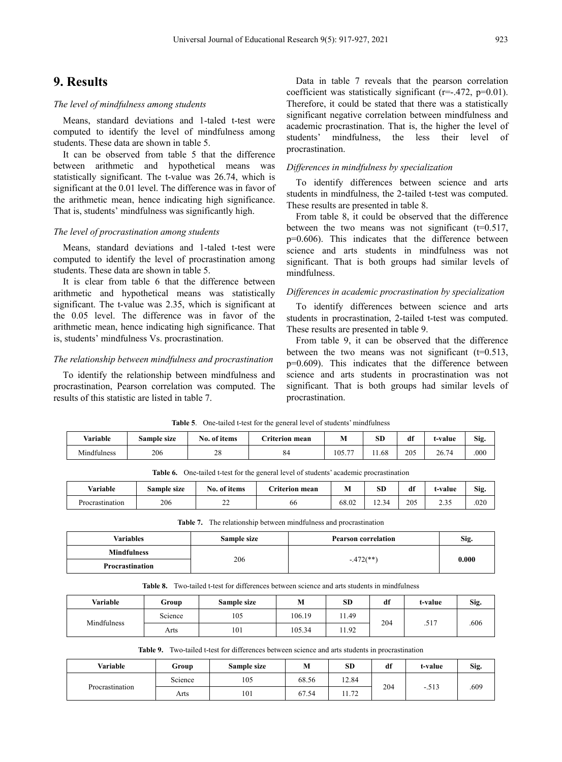# 9. Results

*The level of mindfulness among students*

Means, standard deviations and 1-taled t-test were computed to identify the level of mindfulness among students. These data are shown in table 5.

It can be observed from table 5 that the difference between arithmetic and hypothetical means was statistically significant. The t-value was 26.74, which is significant at the 0.01 level. The difference was in favor of the arithmetic mean, hence indicating high significance. That is, students' mindfulness was significantly high.

*The level of procrastination among students*

Means, standard deviations and 1-taled t-test were computed to identify the level of procrastination among students. These data are shown in table 5.

It is clear from table 6 that the difference between arithmetic and hypothetical means was statistically significant. The t-value was 2.35, which is significant at the 0.05 level. The difference was in favor of the arithmetic mean, hence indicating high significance. That is, students' mindfulness Vs. procrastination.

*The relationship between mindfulness and procrastination*

To identify the relationship between mindfulness and procrastination, Pearson correlation was computed. The results of this statistic are listed in table 7.

Data in table 7 reveals that the pearson correlation coefficient was statistically significant ($r=-.472$, $p=0.01$). Therefore, it could be stated that there was a statistically significant negative correlation between mindfulness and academic procrastination. That is, the higher the level of students' mindfulness, the less their level of procrastination.

*Differences in mindfulness by specialization*

To identify differences between science and arts students in mindfulness, the 2-tailed t-test was computed. These results are presented in table 8.

From table 8, it could be observed that the difference between the two means was not significant ($t=0.517$, $p=0.606$). This indicates that the difference between science and arts students in mindfulness was not significant. That is both groups had similar levels of mindfulness.

*Differences in academic procrastination by specialization*

To identify differences between science and arts students in procrastination, 2-tailed t-test was computed. These results are presented in table 9.

From table 9, it can be observed that the difference between the two means was not significant ($t=0.513$, $p=0.609$). This indicates that the difference between science and arts students in procrastination was not significant. That is both groups had similar levels of procrastination.

**Table 5**. One-tailed t-test for the general level of students' mindfulness

| Variable | Sample size | No. of items | Criterion mean | M | SD | df | t-value | Sig. |
|---|---|---|---|---|---|---|---|---|
| Mindfulness | 206 | 28 | 84 | 105.77 | 11.68 | 205 | 26.74 | .000 |

**Table 6.** One-tailed t-test for the general level of students' academic procrastination

| Variable | Sample size | No. of items | Criterion mean | M | SD | df | t-value | Sig. |
|---|---|---|---|---|---|---|---|---|
| Procrastination | 206 | 22 | 66 | 68.02 | 12.34 | 205 | 2.35 | .020 |

**Table 7.** The relationship between mindfulness and procrastination

| Variables | Sample size | Pearson correlation | Sig. |
|---|---|---|---|
| **Mindfulness** | 206 | -.472(**) | **0.000** |
| **Procrastination** | | | |

**Table 8.** Two-tailed t-test for differences between science and arts students in mindfulness

| Variable | Group | Sample size | M | SD | df | t-value | Sig. |
|---|---|---|---|---|---|---|---|
| Mindfulness | Science | 105 | 106.19 | 11.49 | 204 | .517 | .606 |
| | Arts | 101 | 105.34 | 11.92 | | | |

**Table 9.** Two-tailed t-test for differences between science and arts students in procrastination

| Variable | Group | Sample size | M | SD | df | t-value | Sig. |
|---|---|---|---|---|---|---|---|
| Procrastination | Science | 105 | 68.56 | 12.84 | 204 | -.513 | .609 |
| | Arts | 101 | 67.54 | 11.72 | | | |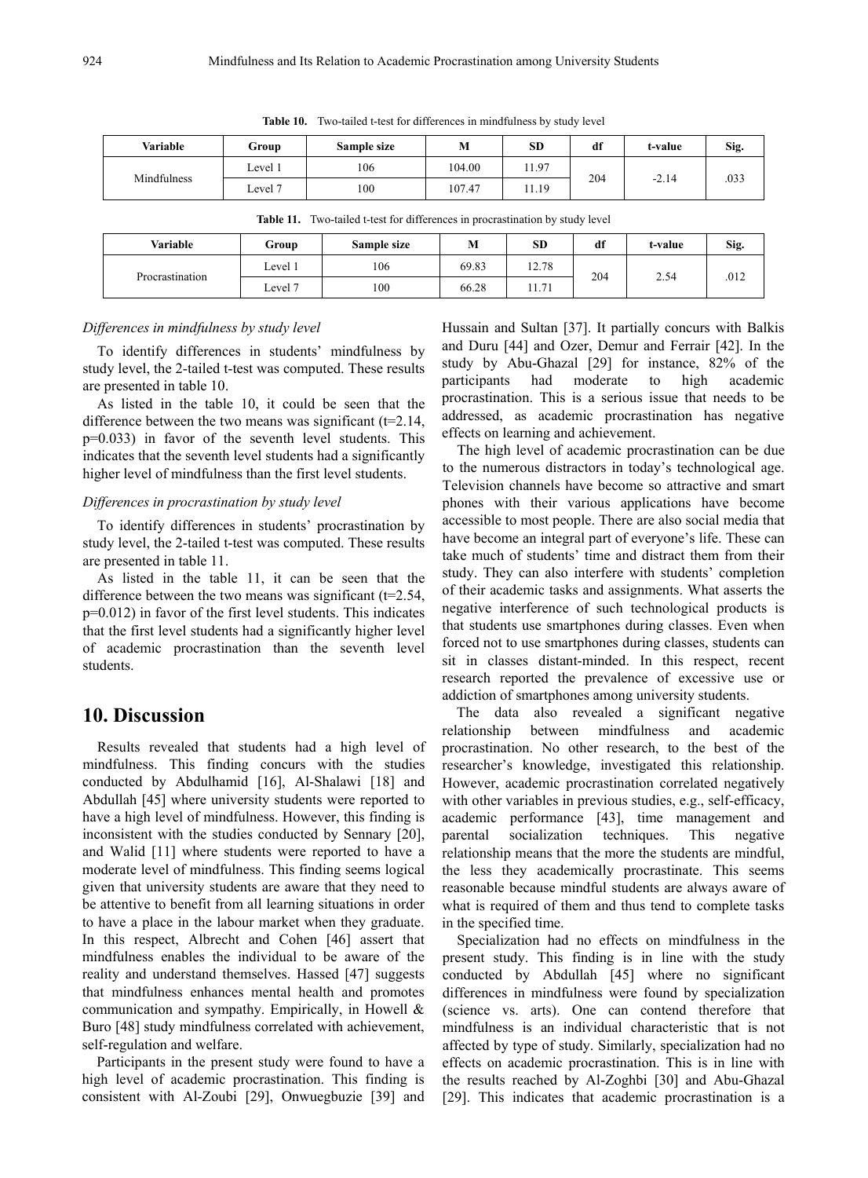**Table 10.** Two-tailed t-test for differences in mindfulness by study level

| Variable | Group | Sample size | M | SD | df | t-value | Sig. |
|---|---|---|---|---|---|---|---|
| Mindfulness | Level 1 | 106 | 104.00 | 11.97 | 204 | -2.14 | .033 |
| | Level 7 | 100 | 107.47 | 11.19 | | | |

**Table 11.** Two-tailed t-test for differences in procrastination by study level

| Variable | Group | Sample size | M | SD | df | t-value | Sig. |
|---|---|---|---|---|---|---|---|
| Procrastination | Level 1 | 106 | 69.83 | 12.78 | 204 | 2.54 | .012 |
| | Level 7 | 100 | 66.28 | 11.71 | | | |

*Differences in mindfulness by study level*

To identify differences in students' mindfulness by study level, the 2-tailed t-test was computed. These results are presented in table 10.

As listed in the table 10, it could be seen that the difference between the two means was significant (t=2.14, p=0.033) in favor of the seventh level students. This indicates that the seventh level students had a significantly higher level of mindfulness than the first level students.

*Differences in procrastination by study level*

To identify differences in students' procrastination by study level, the 2-tailed t-test was computed. These results are presented in table 11.

As listed in the table 11, it can be seen that the difference between the two means was significant (t=2.54, p=0.012) in favor of the first level students. This indicates that the first level students had a significantly higher level of academic procrastination than the seventh level students.

## 10. Discussion

Results revealed that students had a high level of mindfulness. This finding concurs with the studies conducted by Abdulhamid [16], Al-Shalawi [18] and Abdullah [45] where university students were reported to have a high level of mindfulness. However, this finding is inconsistent with the studies conducted by Sennary [20], and Walid [11] where students were reported to have a moderate level of mindfulness. This finding seems logical given that university students are aware that they need to be attentive to benefit from all learning situations in order to have a place in the labour market when they graduate. In this respect, Albrecht and Cohen [46] assert that mindfulness enables the individual to be aware of the reality and understand themselves. Hassed [47] suggests that mindfulness enhances mental health and promotes communication and sympathy. Empirically, in Howell & Buro [48] study mindfulness correlated with achievement, self-regulation and welfare.

Participants in the present study were found to have a high level of academic procrastination. This finding is consistent with Al-Zoubi [29], Onwuegbuzie [39] and Hussain and Sultan [37]. It partially concurs with Balkis and Duru [44] and Ozer, Demur and Ferrair [42]. In the study by Abu-Ghazal [29] for instance, 82% of the participants had moderate to high academic procrastination. This is a serious issue that needs to be addressed, as academic procrastination has negative effects on learning and achievement.

The high level of academic procrastination can be due to the numerous distractors in today's technological age. Television channels have become so attractive and smart phones with their various applications have become accessible to most people. There are also social media that have become an integral part of everyone's life. These can take much of students' time and distract them from their study. They can also interfere with students' completion of their academic tasks and assignments. What asserts the negative interference of such technological products is that students use smartphones during classes. Even when forced not to use smartphones during classes, students can sit in classes distant-minded. In this respect, recent research reported the prevalence of excessive use or addiction of smartphones among university students.

The data also revealed a significant negative relationship between mindfulness and academic procrastination. No other research, to the best of the researcher's knowledge, investigated this relationship. However, academic procrastination correlated negatively with other variables in previous studies, e.g., self-efficacy, academic performance [43], time management and parental socialization techniques. This negative relationship means that the more the students are mindful, the less they academically procrastinate. This seems reasonable because mindful students are always aware of what is required of them and thus tend to complete tasks in the specified time.

Specialization had no effects on mindfulness in the present study. This finding is in line with the study conducted by Abdullah [45] where no significant differences in mindfulness were found by specialization (science vs. arts). One can contend therefore that mindfulness is an individual characteristic that is not affected by type of study. Similarly, specialization had no effects on academic procrastination. This is in line with the results reached by Al-Zoghbi [30] and Abu-Ghazal [29]. This indicates that academic procrastination is a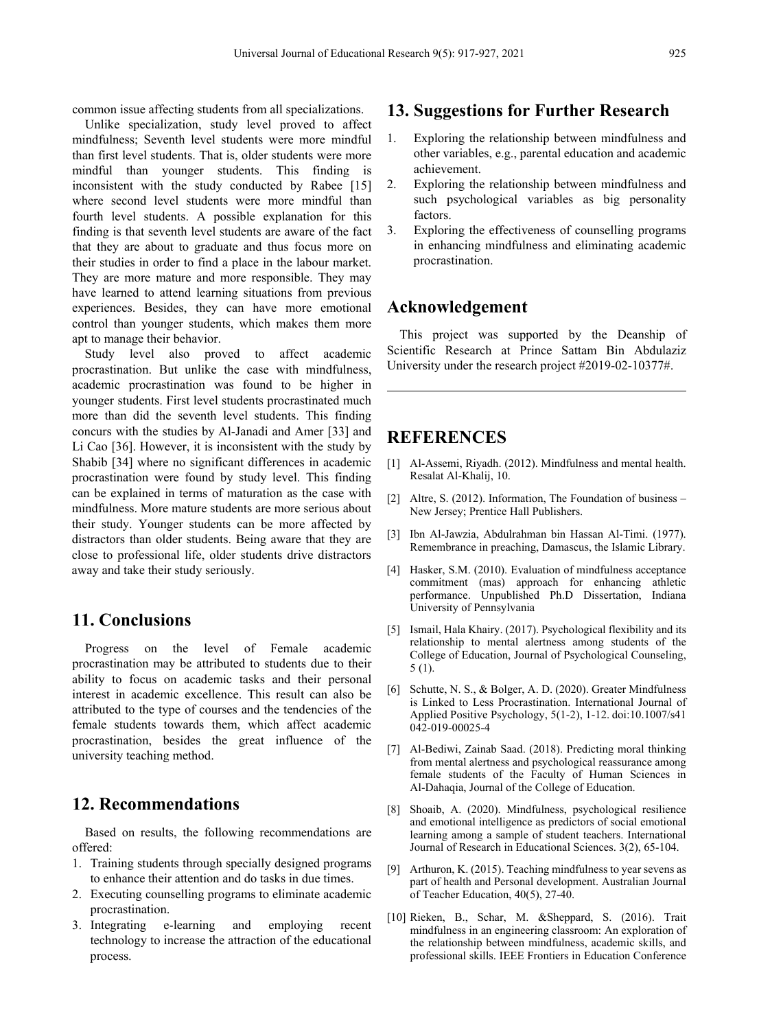common issue affecting students from all specializations.

Unlike specialization, study level proved to affect mindfulness; Seventh level students were more mindful than first level students. That is, older students were more mindful than younger students. This finding is inconsistent with the study conducted by Rabee [15] where second level students were more mindful than fourth level students. A possible explanation for this finding is that seventh level students are aware of the fact that they are about to graduate and thus focus more on their studies in order to find a place in the labour market. They are more mature and more responsible. They may have learned to attend learning situations from previous experiences. Besides, they can have more emotional control than younger students, which makes them more apt to manage their behavior.

Study level also proved to affect academic procrastination. But unlike the case with mindfulness, academic procrastination was found to be higher in younger students. First level students procrastinated much more than did the seventh level students. This finding concurs with the studies by Al-Janadi and Amer [33] and Li Cao [36]. However, it is inconsistent with the study by Shabib [34] where no significant differences in academic procrastination were found by study level. This finding can be explained in terms of maturation as the case with mindfulness. More mature students are more serious about their study. Younger students can be more affected by distractors than older students. Being aware that they are close to professional life, older students drive distractors away and take their study seriously.

## 11. Conclusions

Progress on the level of Female academic procrastination may be attributed to students due to their ability to focus on academic tasks and their personal interest in academic excellence. This result can also be attributed to the type of courses and the tendencies of the female students towards them, which affect academic procrastination, besides the great influence of the university teaching method.

## 12. Recommendations

Based on results, the following recommendations are offered:

1. Training students through specially designed programs to enhance their attention and do tasks in due times.
2. Executing counselling programs to eliminate academic procrastination.
3. Integrating e-learning and employing recent technology to increase the attraction of the educational process.

## 13. Suggestions for Further Research

1. Exploring the relationship between mindfulness and other variables, e.g., parental education and academic achievement.
2. Exploring the relationship between mindfulness and such psychological variables as big personality factors.
3. Exploring the effectiveness of counselling programs in enhancing mindfulness and eliminating academic procrastination.

## Acknowledgement

This project was supported by the Deanship of Scientific Research at Prince Sattam Bin Abdulaziz University under the research project #2019-02-10377#.

## REFERENCES

[1] Al-Assemi, Riyadh. (2012). Mindfulness and mental health. Resalat Al-Khalij, 10.

[2] Altre, S. (2012). Information, The Foundation of business – New Jersey; Prentice Hall Publishers.

[3] Ibn Al-Jawzia, Abdulrahman bin Hassan Al-Timi. (1977). Remembrance in preaching, Damascus, the Islamic Library.

[4] Hasker, S.M. (2010). Evaluation of mindfulness acceptance commitment (mas) approach for enhancing athletic performance. Unpublished Ph.D Dissertation, Indiana University of Pennsylvania

[5] Ismail, Hala Khairy. (2017). Psychological flexibility and its relationship to mental alertness among students of the College of Education, Journal of Psychological Counseling, 5 (1).

[6] Schutte, N. S., & Bolger, A. D. (2020). Greater Mindfulness is Linked to Less Procrastination. International Journal of Applied Positive Psychology, 5(1-2), 1-12. doi:10.1007/s41042-019-00025-4

[7] Al-Bediwi, Zainab Saad. (2018). Predicting moral thinking from mental alertness and psychological reassurance among female students of the Faculty of Human Sciences in Al-Dahaqia, Journal of the College of Education.

[8] Shoaib, A. (2020). Mindfulness, psychological resilience and emotional intelligence as predictors of social emotional learning among a sample of student teachers. International Journal of Research in Educational Sciences. 3(2), 65-104.

[9] Arthuron, K. (2015). Teaching mindfulness to year sevens as part of health and Personal development. Australian Journal of Teacher Education, 40(5), 27-40.

[10] Rieken, B., Schar, M. &Sheppard, S. (2016). Trait mindfulness in an engineering classroom: An exploration of the relationship between mindfulness, academic skills, and professional skills. IEEE Frontiers in Education Conference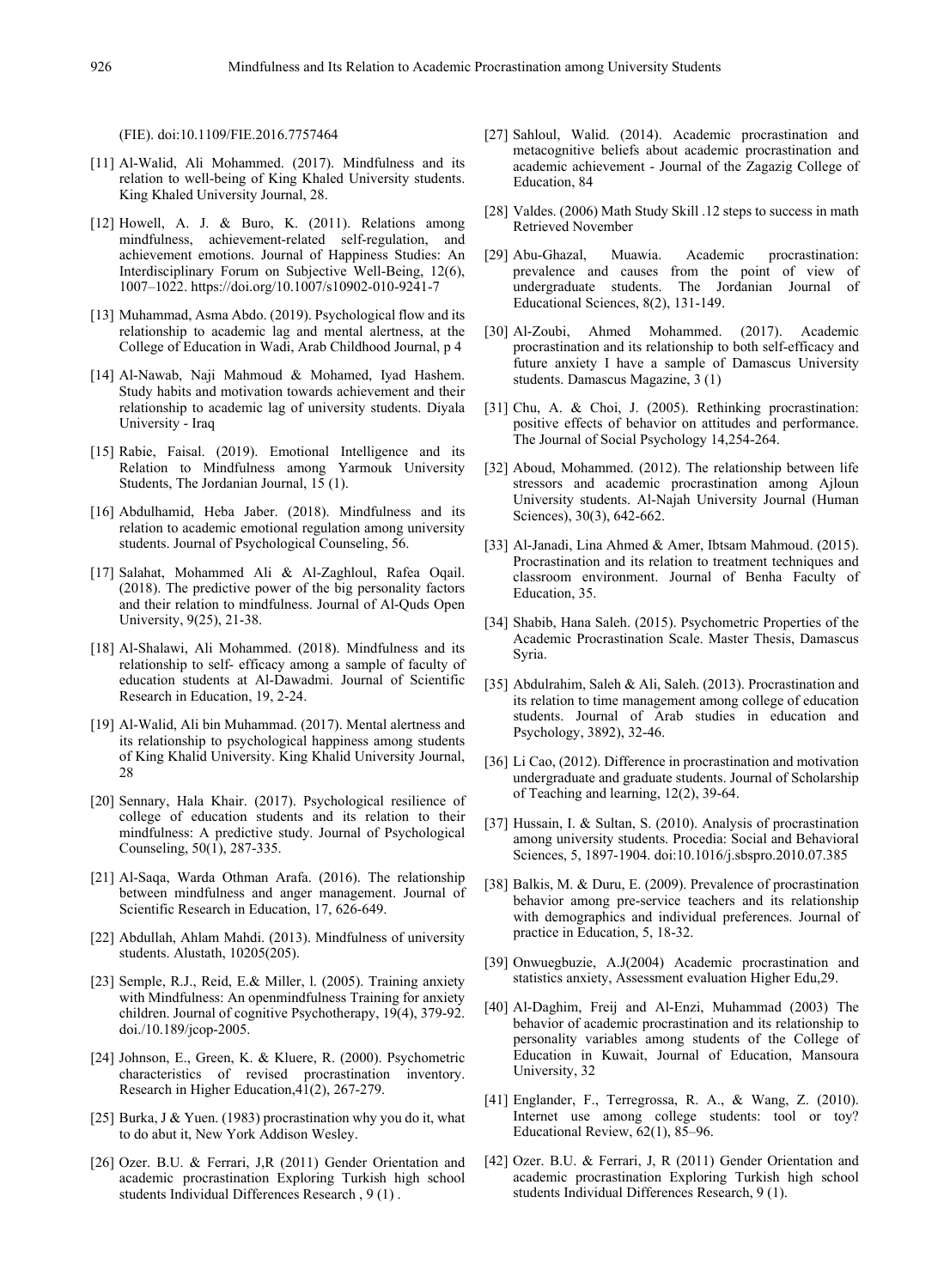(FIE). doi:10.1109/FIE.2016.7757464

[11] Al-Walid, Ali Mohammed. (2017). Mindfulness and its relation to well-being of King Khaled University students. King Khaled University Journal, 28.

[12] Howell, A. J. & Buro, K. (2011). Relations among mindfulness, achievement-related self-regulation, and achievement emotions. Journal of Happiness Studies: An Interdisciplinary Forum on Subjective Well-Being, 12(6), 1007–1022. https://doi.org/10.1007/s10902-010-9241-7

[13] Muhammad, Asma Abdo. (2019). Psychological flow and its relationship to academic lag and mental alertness, at the College of Education in Wadi, Arab Childhood Journal, p 4

[14] Al-Nawab, Naji Mahmoud & Mohamed, Iyad Hashem. Study habits and motivation towards achievement and their relationship to academic lag of university students. Diyala University - Iraq

[15] Rabie, Faisal. (2019). Emotional Intelligence and its Relation to Mindfulness among Yarmouk University Students, The Jordanian Journal, 15 (1).

[16] Abdulhamid, Heba Jaber. (2018). Mindfulness and its relation to academic emotional regulation among university students. Journal of Psychological Counseling, 56.

[17] Salahat, Mohammed Ali & Al-Zaghloul, Rafea Oqail. (2018). The predictive power of the big personality factors and their relation to mindfulness. Journal of Al-Quds Open University, 9(25), 21-38.

[18] Al-Shalawi, Ali Mohammed. (2018). Mindfulness and its relationship to self- efficacy among a sample of faculty of education students at Al-Dawadmi. Journal of Scientific Research in Education, 19, 2-24.

[19] Al-Walid, Ali bin Muhammad. (2017). Mental alertness and its relationship to psychological happiness among students of King Khalid University. King Khalid University Journal, 28

[20] Sennary, Hala Khair. (2017). Psychological resilience of college of education students and its relation to their mindfulness: A predictive study. Journal of Psychological Counseling, 50(1), 287-335.

[21] Al-Saqa, Warda Othman Arafa. (2016). The relationship between mindfulness and anger management. Journal of Scientific Research in Education, 17, 626-649.

[22] Abdullah, Ahlam Mahdi. (2013). Mindfulness of university students. Alustath, 10205(205).

[23] Semple, R.J., Reid, E.& Miller, l. (2005). Training anxiety with Mindfulness: An openmindfulness Training for anxiety children. Journal of cognitive Psychotherapy, 19(4), 379-92. doi./10.189/jcop-2005.

[24] Johnson, E., Green, K. & Kluere, R. (2000). Psychometric characteristics of revised procrastination inventory. Research in Higher Education,41(2), 267-279.

[25] Burka, J & Yuen. (1983) procrastination why you do it, what to do abut it, New York Addison Wesley.

[26] Ozer. B.U. & Ferrari, J,R (2011) Gender Orientation and academic procrastination Exploring Turkish high school students Individual Differences Research , 9 (1) .

[27] Sahloul, Walid. (2014). Academic procrastination and metacognitive beliefs about academic procrastination and academic achievement - Journal of the Zagazig College of Education, 84

[28] Valdes. (2006) Math Study Skill .12 steps to success in math Retrieved November

[29] Abu-Ghazal, Muawia. Academic procrastination: prevalence and causes from the point of view of undergraduate students. The Jordanian Journal of Educational Sciences, 8(2), 131-149.

[30] Al-Zoubi, Ahmed Mohammed. (2017). Academic procrastination and its relationship to both self-efficacy and future anxiety I have a sample of Damascus University students. Damascus Magazine, 3 (1)

[31] Chu, A. & Choi, J. (2005). Rethinking procrastination: positive effects of behavior on attitudes and performance. The Journal of Social Psychology 14,254-264.

[32] Aboud, Mohammed. (2012). The relationship between life stressors and academic procrastination among Ajloun University students. Al-Najah University Journal (Human Sciences), 30(3), 642-662.

[33] Al-Janadi, Lina Ahmed & Amer, Ibtsam Mahmoud. (2015). Procrastination and its relation to treatment techniques and classroom environment. Journal of Benha Faculty of Education, 35.

[34] Shabib, Hana Saleh. (2015). Psychometric Properties of the Academic Procrastination Scale. Master Thesis, Damascus Syria.

[35] Abdulrahim, Saleh & Ali, Saleh. (2013). Procrastination and its relation to time management among college of education students. Journal of Arab studies in education and Psychology, 3892), 32-46.

[36] Li Cao, (2012). Difference in procrastination and motivation undergraduate and graduate students. Journal of Scholarship of Teaching and learning, 12(2), 39-64.

[37] Hussain, I. & Sultan, S. (2010). Analysis of procrastination among university students. Procedia: Social and Behavioral Sciences, 5, 1897-1904. doi:10.1016/j.sbspro.2010.07.385

[38] Balkis, M. & Duru, E. (2009). Prevalence of procrastination behavior among pre-service teachers and its relationship with demographics and individual preferences. Journal of practice in Education, 5, 18-32.

[39] Onwuegbuzie, A.J(2004) Academic procrastination and statistics anxiety, Assessment evaluation Higher Edu,29.

[40] Al-Daghim, Freij and Al-Enzi, Muhammad (2003) The behavior of academic procrastination and its relationship to personality variables among students of the College of Education in Kuwait, Journal of Education, Mansoura University, 32

[41] Englander, F., Terregrossa, R. A., & Wang, Z. (2010). Internet use among college students: tool or toy? Educational Review, 62(1), 85–96.

[42] Ozer. B.U. & Ferrari, J, R (2011) Gender Orientation and academic procrastination Exploring Turkish high school students Individual Differences Research, 9 (1).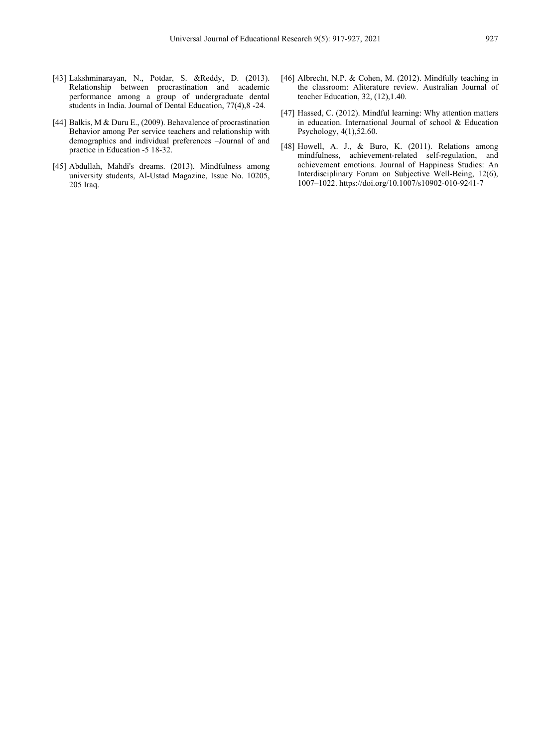[43] Lakshminarayan, N., Potdar, S. &Reddy, D. (2013). Relationship between procrastination and academic performance among a group of undergraduate dental students in India. Journal of Dental Education, 77(4),8 -24.

[44] Balkis, M & Duru E., (2009). Behavalence of procrastination Behavior among Per service teachers and relationship with demographics and individual preferences –Journal of and practice in Education -5 18-32.

[45] Abdullah, Mahdi's dreams. (2013). Mindfulness among university students, Al-Ustad Magazine, Issue No. 10205, 205 Iraq.

[46] Albrecht, N.P. & Cohen, M. (2012). Mindfully teaching in the classroom: Aliterature review. Australian Journal of teacher Education, 32, (12),1.40.

[47] Hassed, C. (2012). Mindful learning: Why attention matters in education. International Journal of school & Education Psychology, 4(1),52.60.

[48] Howell, A. J., & Buro, K. (2011). Relations among mindfulness, achievement-related self-regulation, and achievement emotions. Journal of Happiness Studies: An Interdisciplinary Forum on Subjective Well-Being, 12(6), 1007–1022. https://doi.org/10.1007/s10902-010-9241-7